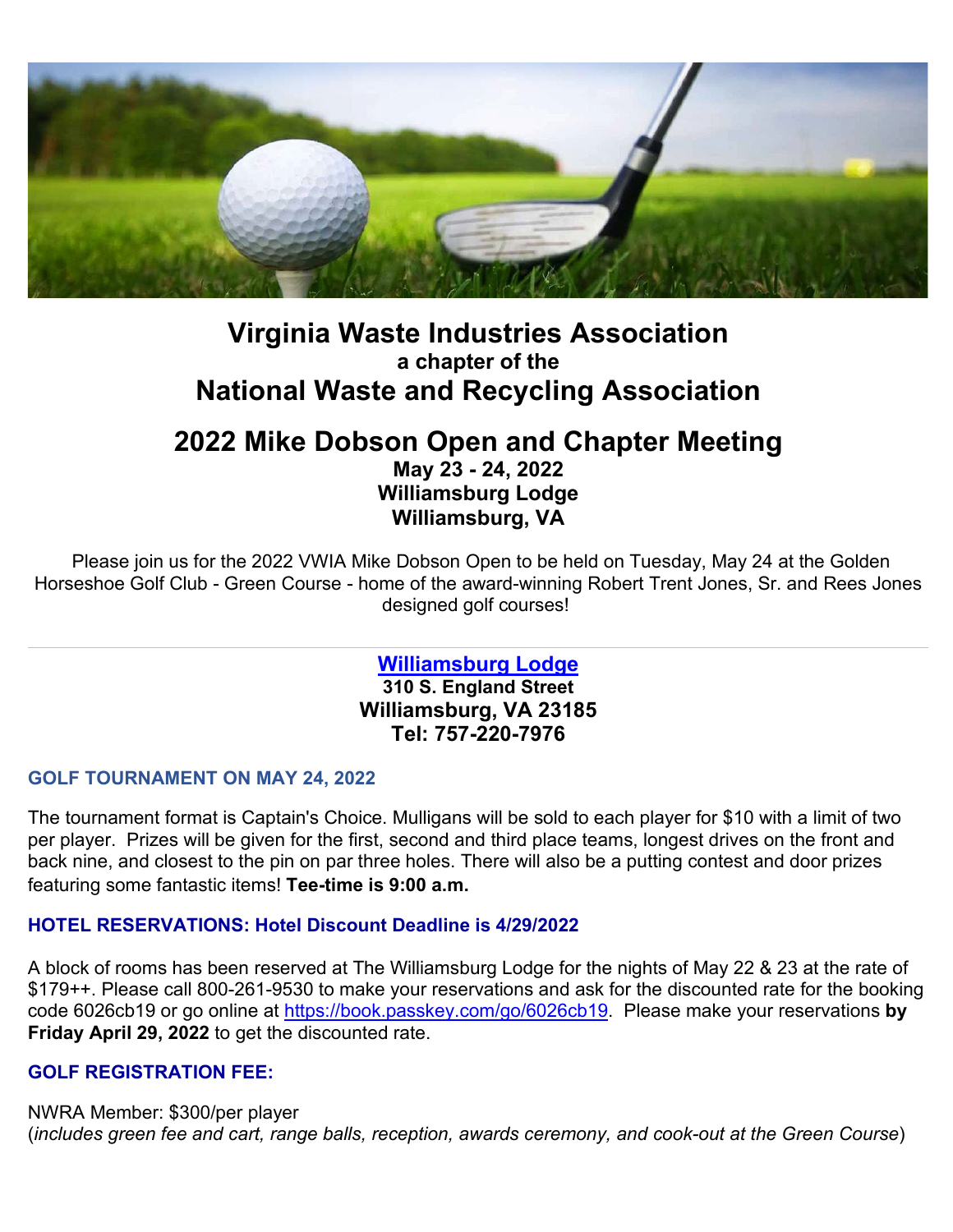# Virginia Waste Industries Association

### a chapter of the

## National Waste and Recycling Association

## 2022 Mike Dobson Open and Chapter Meeting

**May 23 - 24, 2022**
**Williamsburg Lodge**
**Williamsburg, VA**

Please join us for the 2022 VWIA Mike Dobson Open to be held on Tuesday, May 24 at the Golden Horseshoe Golf Club - Green Course - home of the award-winning Robert Trent Jones, Sr. and Rees Jones designed golf courses!

---

**[Williamsburg Lodge](#)**
**310 S. England Street**
**Williamsburg, VA 23185**
**Tel: 757-220-7976**

### GOLF TOURNAMENT ON MAY 24, 2022

The tournament format is Captain's Choice. Mulligans will be sold to each player for $10 with a limit of two per player. Prizes will be given for the first, second and third place teams, longest drives on the front and back nine, and closest to the pin on par three holes. There will also be a putting contest and door prizes featuring some fantastic items! **Tee-time is 9:00 a.m.**

### HOTEL RESERVATIONS: Hotel Discount Deadline is 4/29/2022

A block of rooms has been reserved at The Williamsburg Lodge for the nights of May 22 & 23 at the rate of $179++. Please call 800-261-9530 to make your reservations and ask for the discounted rate for the booking code 6026cb19 or go online at https://book.passkey.com/go/6026cb19. Please make your reservations **by Friday April 29, 2022** to get the discounted rate.

### GOLF REGISTRATION FEE:

NWRA Member: $300/per player
(*includes green fee and cart, range balls, reception, awards ceremony, and cook-out at the Green Course*)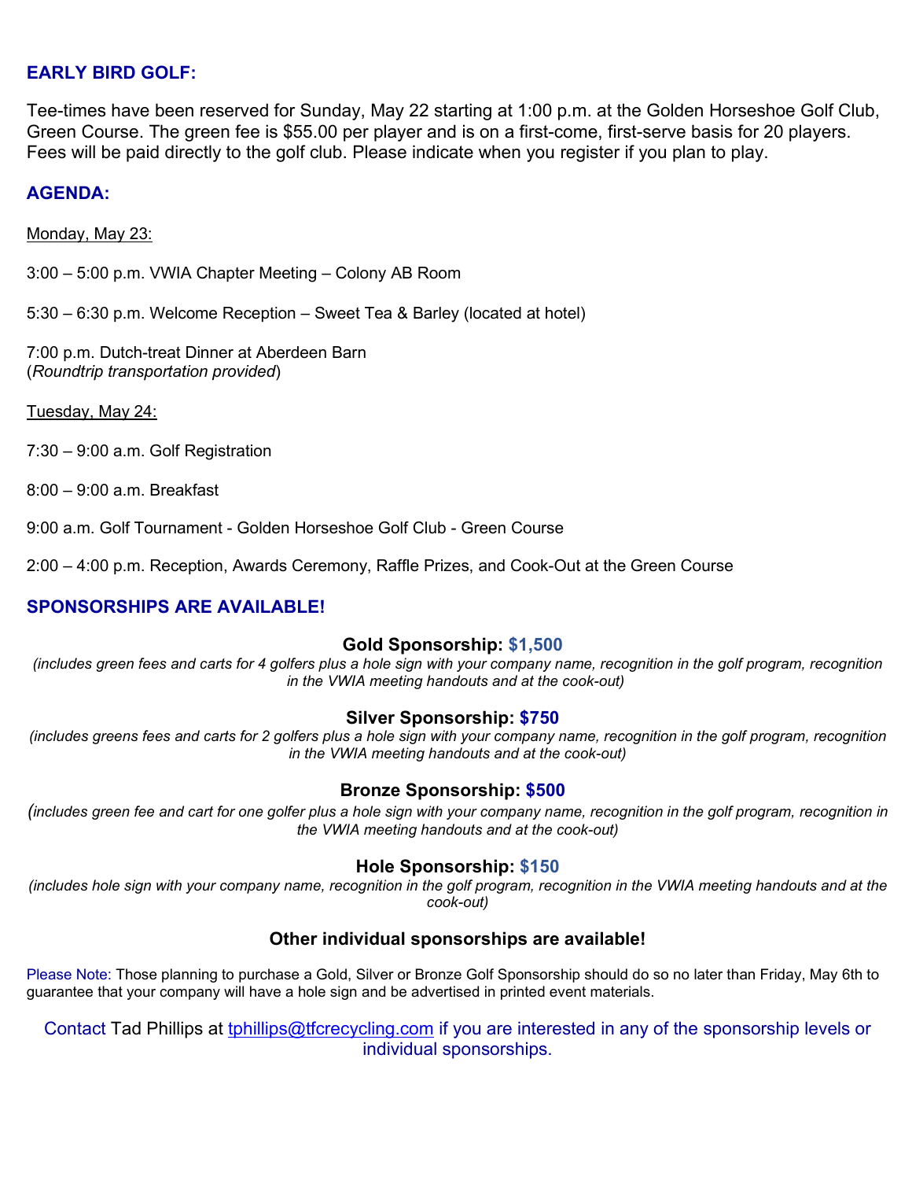## EARLY BIRD GOLF:

Tee-times have been reserved for Sunday, May 22 starting at 1:00 p.m. at the Golden Horseshoe Golf Club, Green Course. The green fee is $55.00 per player and is on a first-come, first-serve basis for 20 players. Fees will be paid directly to the golf club. Please indicate when you register if you plan to play.

## AGENDA:

<u>Monday, May 23:</u>

3:00 – 5:00 p.m. VWIA Chapter Meeting – Colony AB Room

5:30 – 6:30 p.m. Welcome Reception – Sweet Tea & Barley (located at hotel)

7:00 p.m. Dutch-treat Dinner at Aberdeen Barn
(*Roundtrip transportation provided*)

<u>Tuesday, May 24:</u>

7:30 – 9:00 a.m. Golf Registration

8:00 – 9:00 a.m. Breakfast

9:00 a.m. Golf Tournament - Golden Horseshoe Golf Club - Green Course

2:00 – 4:00 p.m. Reception, Awards Ceremony, Raffle Prizes, and Cook-Out at the Green Course

## SPONSORSHIPS ARE AVAILABLE!

**Gold Sponsorship: $1,500**

*(includes green fees and carts for 4 golfers plus a hole sign with your company name, recognition in the golf program, recognition in the VWIA meeting handouts and at the cook-out)*

**Silver Sponsorship: $750**

*(includes greens fees and carts for 2 golfers plus a hole sign with your company name, recognition in the golf program, recognition in the VWIA meeting handouts and at the cook-out)*

**Bronze Sponsorship: $500**

*(includes green fee and cart for one golfer plus a hole sign with your company name, recognition in the golf program, recognition in the VWIA meeting handouts and at the cook-out)*

**Hole Sponsorship: $150**

*(includes hole sign with your company name, recognition in the golf program, recognition in the VWIA meeting handouts and at the cook-out)*

**Other individual sponsorships are available!**

Please Note: Those planning to purchase a Gold, Silver or Bronze Golf Sponsorship should do so no later than Friday, May 6th to guarantee that your company will have a hole sign and be advertised in printed event materials.

Contact Tad Phillips at tphillips@tfcrecycling.com if you are interested in any of the sponsorship levels or individual sponsorships.